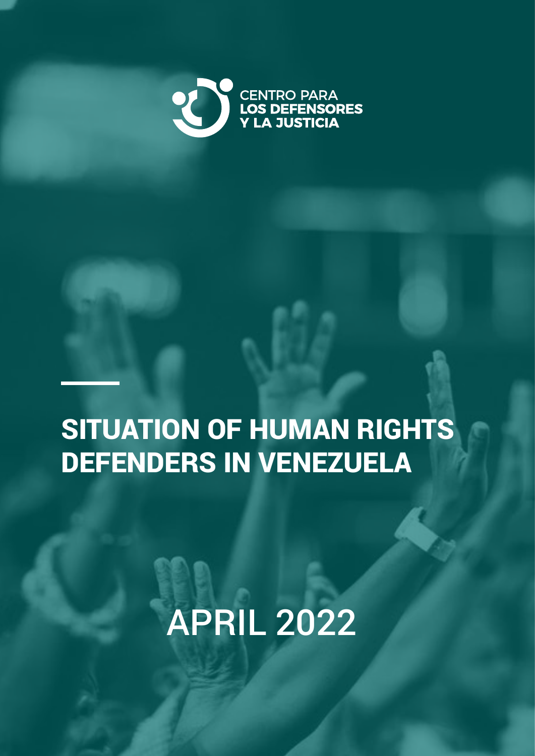CENTRO PARA
**LOS DEFENSORES**
**Y LA JUSTICIA**

# SITUATION OF HUMAN RIGHTS DEFENDERS IN VENEZUELA

APRIL 2022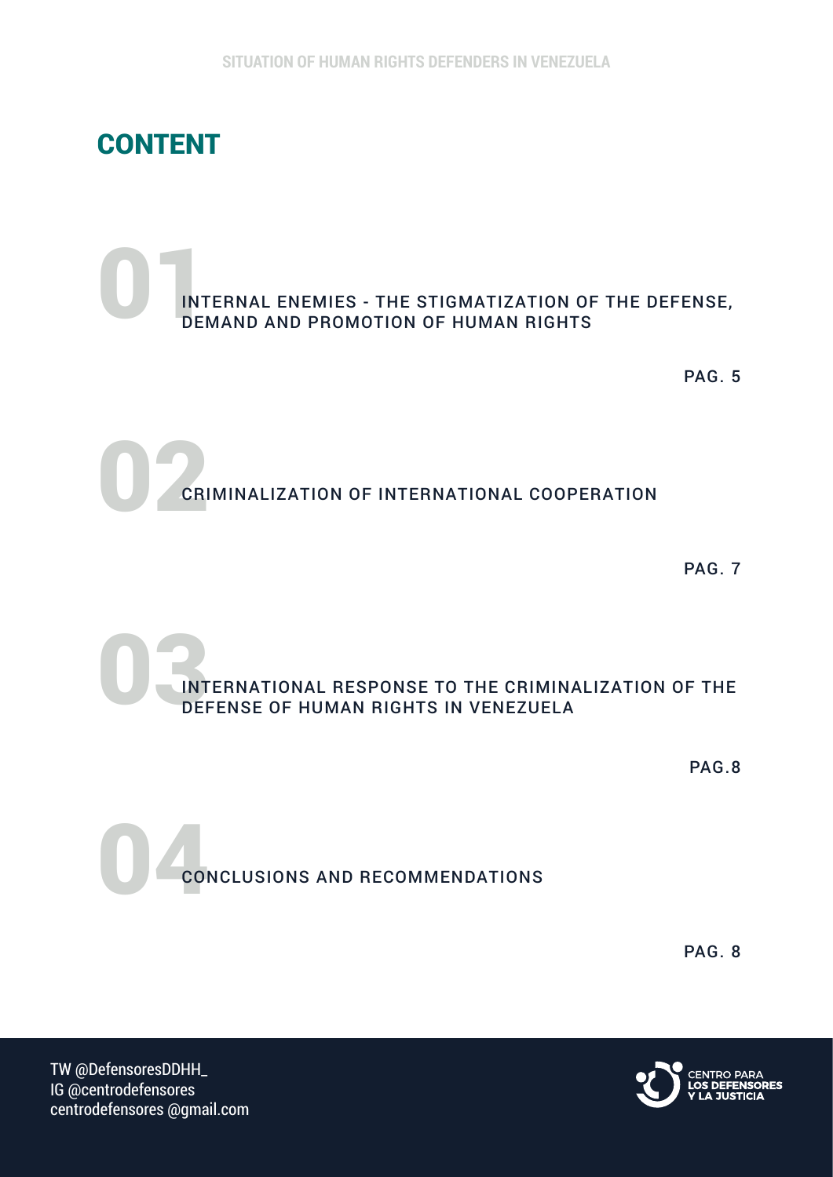# CONTENT

01 INTERNAL ENEMIES - THE STIGMATIZATION OF THE DEFENSE, DEMAND AND PROMOTION OF HUMAN RIGHTS

PAG. 5

02 CRIMINALIZATION OF INTERNATIONAL COOPERATION

PAG. 7

03 INTERNATIONAL RESPONSE TO THE CRIMINALIZATION OF THE DEFENSE OF HUMAN RIGHTS IN VENEZUELA

PAG.8

04 CONCLUSIONS AND RECOMMENDATIONS

PAG. 8

TW @DefensoresDDHH_
IG @centrodefensores
centrodefensores @gmail.com

CENTRO PARA LOS DEFENSORES Y LA JUSTICIA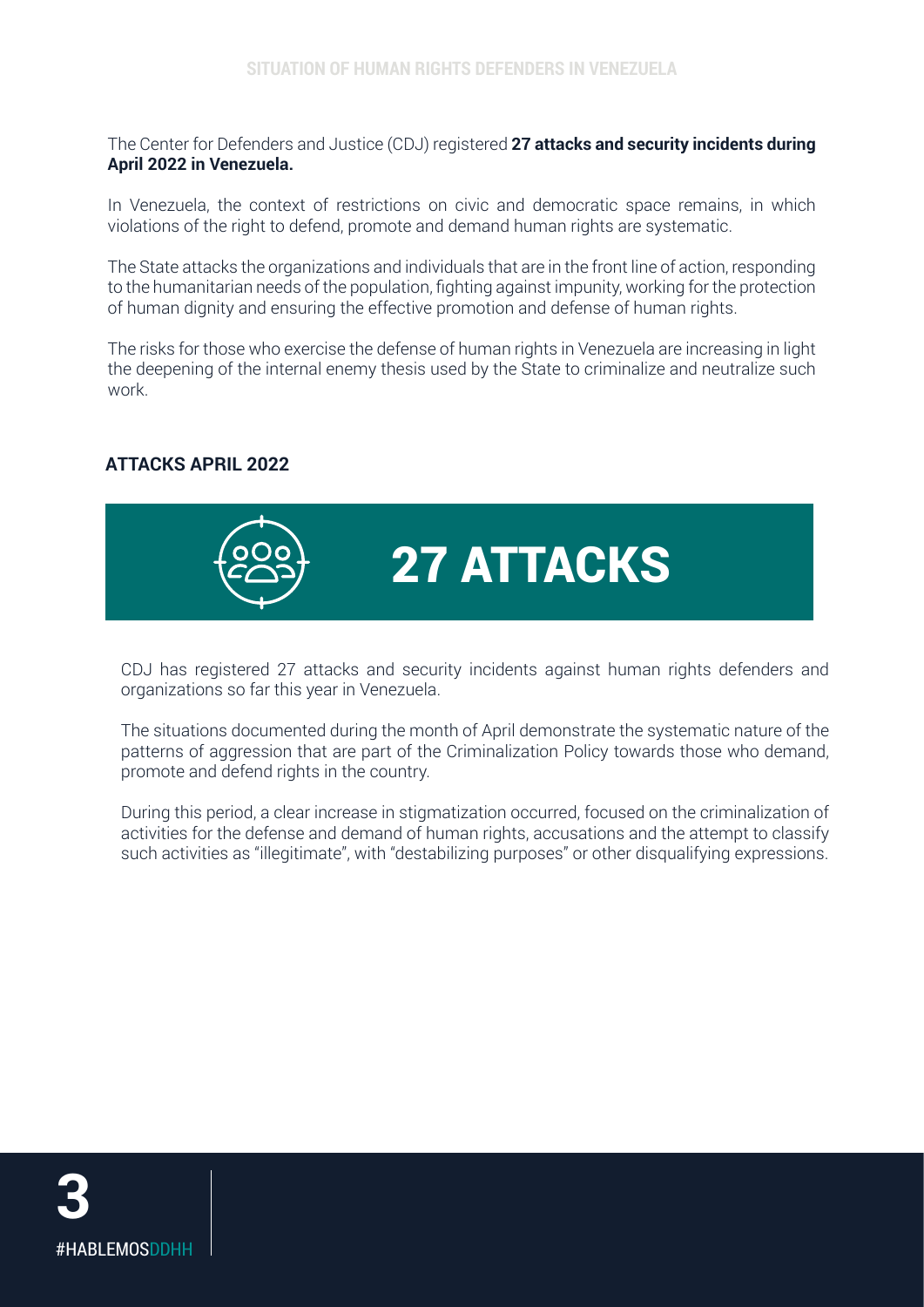The Center for Defenders and Justice (CDJ) registered **27 attacks and security incidents during April 2022 in Venezuela.**

In Venezuela, the context of restrictions on civic and democratic space remains, in which violations of the right to defend, promote and demand human rights are systematic.

The State attacks the organizations and individuals that are in the front line of action, responding to the humanitarian needs of the population, fighting against impunity, working for the protection of human dignity and ensuring the effective promotion and defense of human rights.

The risks for those who exercise the defense of human rights in Venezuela are increasing in light the deepening of the internal enemy thesis used by the State to criminalize and neutralize such work.

## ATTACKS APRIL 2022

**27 ATTACKS**

CDJ has registered 27 attacks and security incidents against human rights defenders and organizations so far this year in Venezuela.

The situations documented during the month of April demonstrate the systematic nature of the patterns of aggression that are part of the Criminalization Policy towards those who demand, promote and defend rights in the country.

During this period, a clear increase in stigmatization occurred, focused on the criminalization of activities for the defense and demand of human rights, accusations and the attempt to classify such activities as "illegitimate", with "destabilizing purposes" or other disqualifying expressions.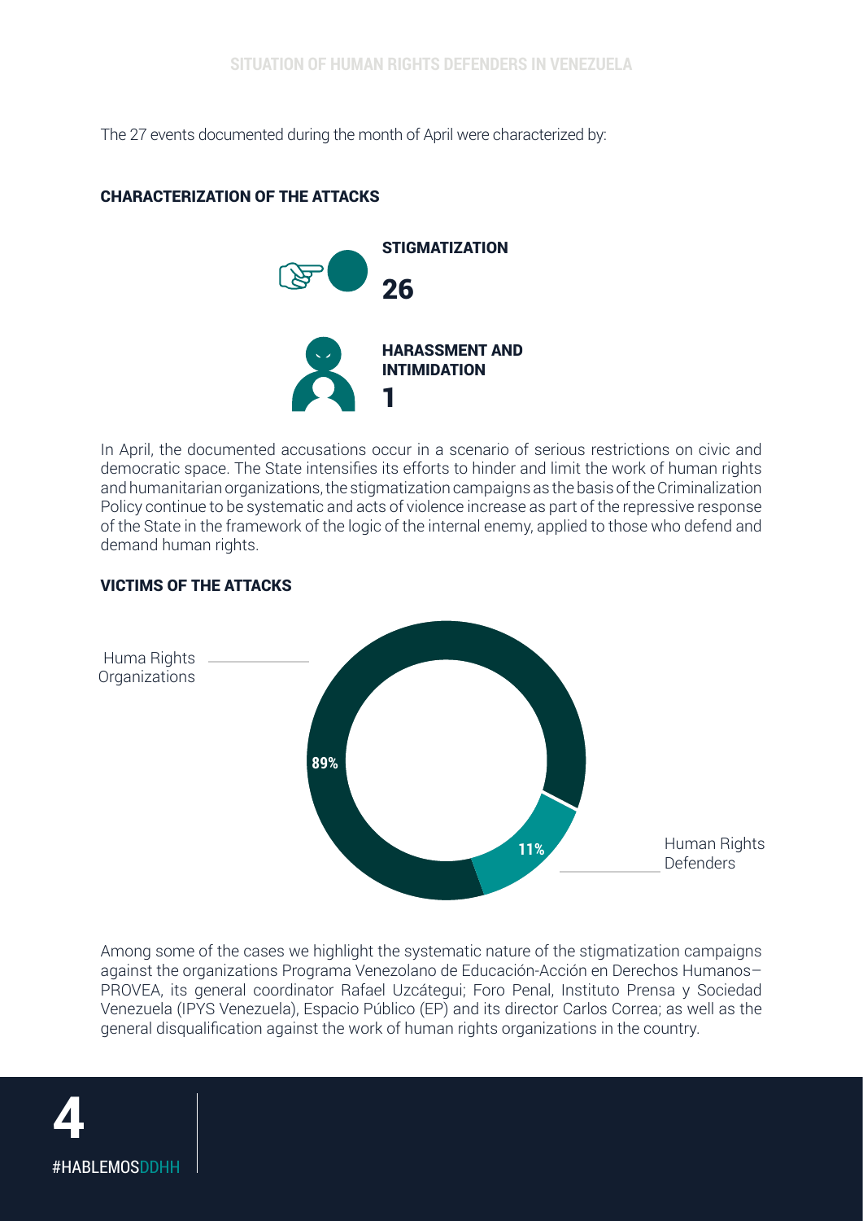The 27 events documented during the month of April were characterized by:

## CHARACTERIZATION OF THE ATTACKS

**STIGMATIZATION**

**26**

**HARASSMENT AND INTIMIDATION**

**1**

In April, the documented accusations occur in a scenario of serious restrictions on civic and democratic space. The State intensifies its efforts to hinder and limit the work of human rights and humanitarian organizations, the stigmatization campaigns as the basis of the Criminalization Policy continue to be systematic and acts of violence increase as part of the repressive response of the State in the framework of the logic of the internal enemy, applied to those who defend and demand human rights.

## VICTIMS OF THE ATTACKS

Huma Rights Organizations: **89%**

Human Rights Defenders: **11%**

Among some of the cases we highlight the systematic nature of the stigmatization campaigns against the organizations Programa Venezolano de Educación-Acción en Derechos Humanos–PROVEA, its general coordinator Rafael Uzcátegui; Foro Penal, Instituto Prensa y Sociedad Venezuela (IPYS Venezuela), Espacio Público (EP) and its director Carlos Correa; as well as the general disqualification against the work of human rights organizations in the country.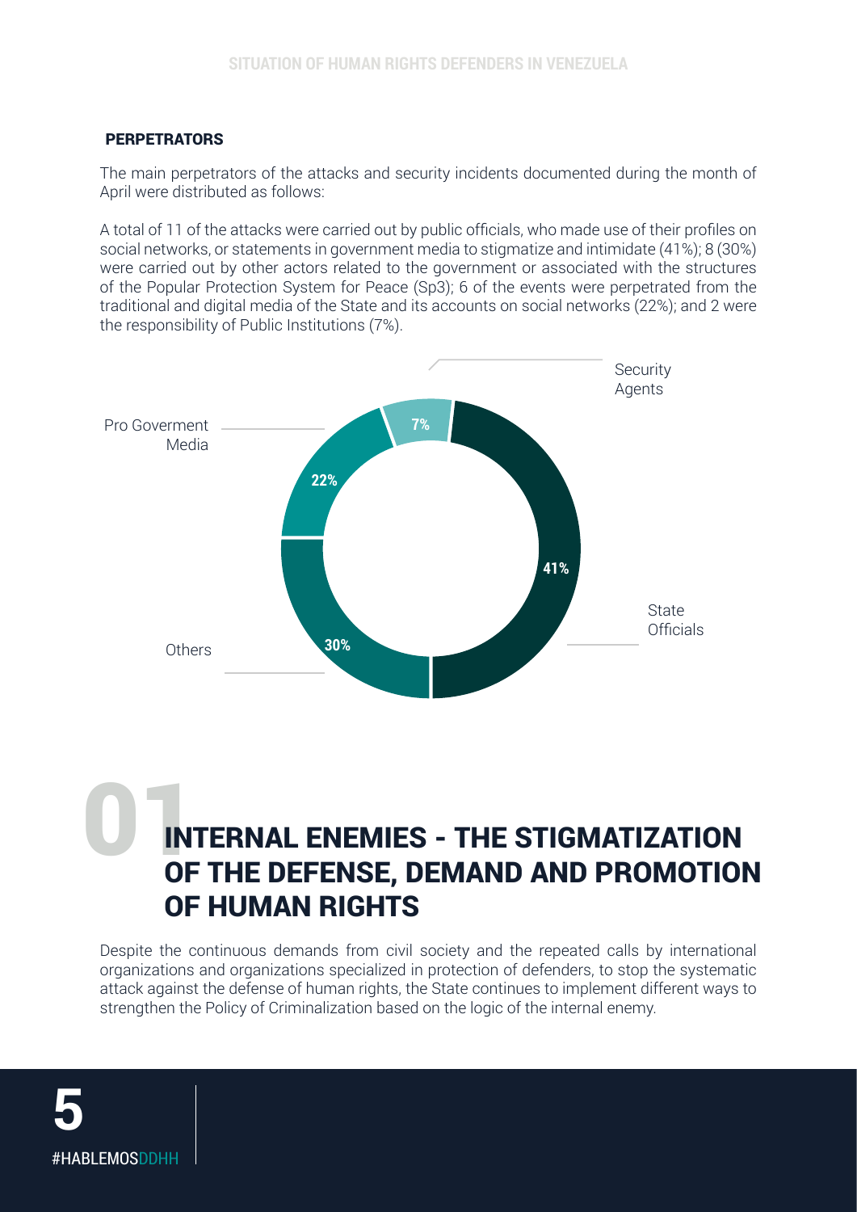## PERPETRATORS

The main perpetrators of the attacks and security incidents documented during the month of April were distributed as follows:

A total of 11 of the attacks were carried out by public officials, who made use of their profiles on social networks, or statements in government media to stigmatize and intimidate (41%); 8 (30%) were carried out by other actors related to the government or associated with the structures of the Popular Protection System for Peace (Sp3); 6 of the events were perpetrated from the traditional and digital media of the State and its accounts on social networks (22%); and 2 were the responsibility of Public Institutions (7%).

| Perpetrator | Percentage |
| --- | --- |
| State Officials | 41% |
| Others | 30% |
| Pro Goverment Media | 22% |
| Security Agents | 7% |

# 01 INTERNAL ENEMIES - THE STIGMATIZATION OF THE DEFENSE, DEMAND AND PROMOTION OF HUMAN RIGHTS

Despite the continuous demands from civil society and the repeated calls by international organizations and organizations specialized in protection of defenders, to stop the systematic attack against the defense of human rights, the State continues to implement different ways to strengthen the Policy of Criminalization based on the logic of the internal enemy.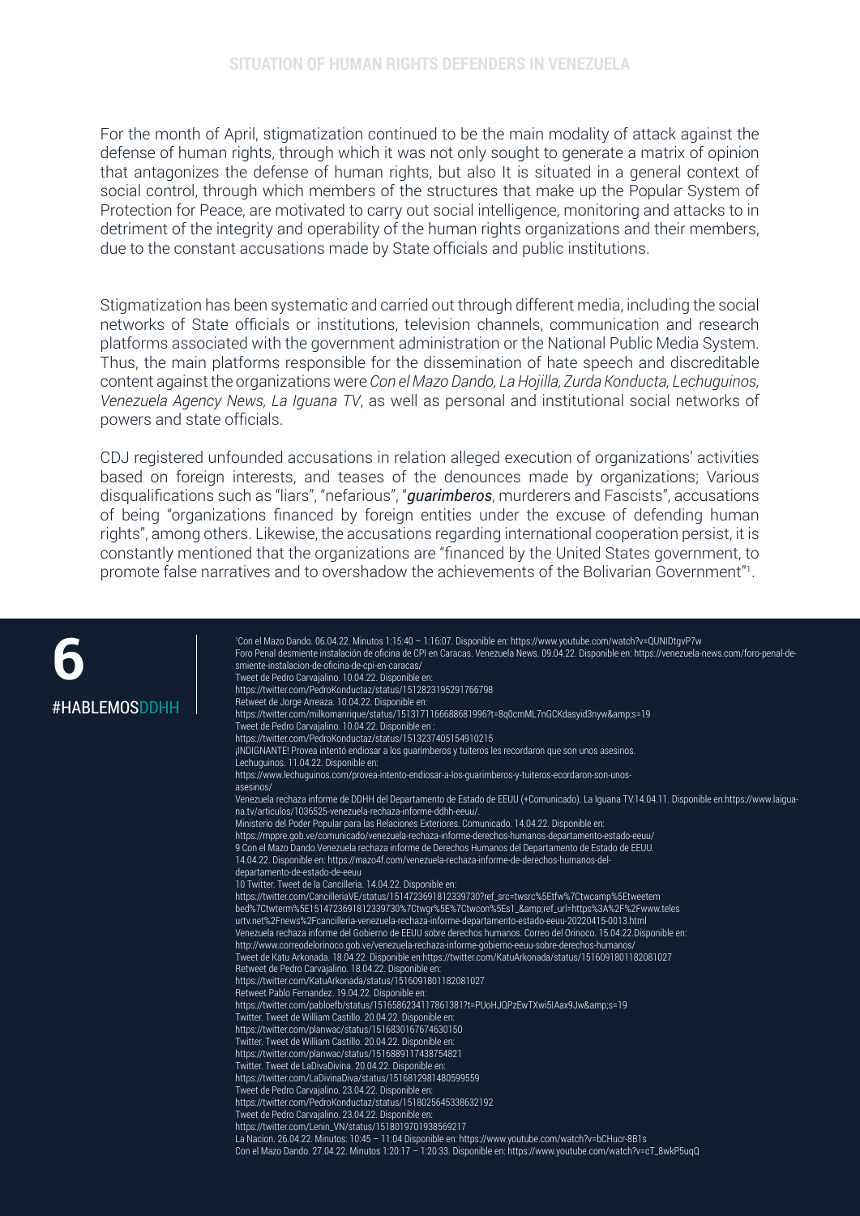For the month of April, stigmatization continued to be the main modality of attack against the defense of human rights, through which it was not only sought to generate a matrix of opinion that antagonizes the defense of human rights, but also It is situated in a general context of social control, through which members of the structures that make up the Popular System of Protection for Peace, are motivated to carry out social intelligence, monitoring and attacks to in detriment of the integrity and operability of the human rights organizations and their members, due to the constant accusations made by State officials and public institutions.

Stigmatization has been systematic and carried out through different media, including the social networks of State officials or institutions, television channels, communication and research platforms associated with the government administration or the National Public Media System. Thus, the main platforms responsible for the dissemination of hate speech and discreditable content against the organizations were *Con el Mazo Dando, La Hojilla, Zurda Konducta, Lechuguinos, Venezuela Agency News, La Iguana TV*, as well as personal and institutional social networks of powers and state officials.

CDJ registered unfounded accusations in relation alleged execution of organizations' activities based on foreign interests, and teases of the denounces made by organizations; Various disqualifications such as "liars", "nefarious", "***guarimberos***, murderers and Fascists", accusations of being "organizations financed by foreign entities under the excuse of defending human rights", among others. Likewise, the accusations regarding international cooperation persist, it is constantly mentioned that the organizations are "financed by the United States government, to promote false narratives and to overshadow the achievements of the Bolivarian Government"[1].

[1]Con el Mazo Dando. 06.04.22. Minutos 1:15:40 – 1:16:07. Disponible en: https://www.youtube.com/watch?v=QUNIDtgvP7w
Foro Penal desmiente instalación de oficina de CPI en Caracas. Venezuela News. 09.04.22. Disponible en: https://venezuela-news.com/foro-penal-desmiente-instalacion-de-oficina-de-cpi-en-caracas/
Tweet de Pedro Carvajalino. 10.04.22. Disponible en:
https://twitter.com/PedroKonductaz/status/1512823195291766798
Retweet de Jorge Arreaza. 10.04.22. Disponible en:
https://twitter.com/milkomanrique/status/1513171166688681996?t=8q0cmML7nGCKdasyid3nyw&amp;s=19
Tweet de Pedro Carvajalino. 10.04.22. Disponible en :
https://twitter.com/PedroKonductaz/status/1513237405154910215
¡INDIGNANTE! Provea intentó endiosar a los guarimberos y tuiteros les recordaron que son unos asesinos.
Lechuguinos. 11.04.22. Disponible en:
https://www.lechuguinos.com/provea-intento-endiosar-a-los-guarimberos-y-tuiteros-ecordaron-son-unos-asesinos/
Venezuela rechaza informe de DDHH del Departamento de Estado de EEUU (+Comunicado). La Iguana TV.14.04.11. Disponible en:https://www.laiguana.tv/articulos/1036525-venezuela-rechaza-informe-ddhh-eeuu/.
Ministerio del Poder Popular para las Relaciones Exteriores. Comunicado. 14.04.22. Disponible en:
https://mppre.gob.ve/comunicado/venezuela-rechaza-informe-derechos-humanos-departamento-estado-eeuu/
9 Con el Mazo Dando.Venezuela rechaza informe de Derechos Humanos del Departamento de Estado de EEUU.
14.04.22. Disponible en: https://mazo4f.com/venezuela-rechaza-informe-de-derechos-humanos-del-departamento-de-estado-de-eeuu
10 Twitter. Tweet de la Cancilleria. 14.04.22. Disponible en:
https://twitter.com/CancilleriaVE/status/1514723691812339730?ref_src=twsrc%5Etfw%7Ctwcamp%5Etweetembed%7Ctwterm%5E1514723691812339730%7Ctwgr%5E%7Ctwcon%5Es1_&amp;ref_url=https%3A%2F%2Fwww.telesurtv.net%2Fnews%2Fcancilleria-venezuela-rechaza-informe-departamento-estado-eeuu-20220415-0013.html
Venezuela rechaza informe del Gobierno de EEUU sobre derechos humanos. Correo del Orinoco. 15.04.22.Disponible en:
http://www.correodelorinoco.gob.ve/venezuela-rechaza-informe-gobierno-eeuu-sobre-derechos-humanos/
Tweet de Katu Arkonada. 18.04.22. Disponible en:https://twitter.com/KatuArkonada/status/1516091801182081027
Retweet de Pedro Carvajalino. 18.04.22. Disponible en:
https://twitter.com/KatuArkonada/status/1516091801182081027
Retweet Pablo Fernandez. 19.04.22. Disponible en:
https://twitter.com/pabloefb/status/1516586234117861381?t=PUoHJQPzEwTXwi5IAax9Jw&amp;s=19
Twitter. Tweet de William Castillo. 20.04.22. Disponible en:
https://twitter.com/planwac/status/1516830167674630150
Twitter. Tweet de William Castillo. 20.04.22. Disponible en:
https://twitter.com/planwac/status/1516889117438754821
Twitter. Tweet de LaDivaDivina. 20.04.22. Disponible en:
https://twitter.com/LaDivinaDiva/status/1516812981480599559
Tweet de Pedro Carvajalino. 23.04.22. Disponible en:
https://twitter.com/PedroKonductaz/status/1518025645338632192
Tweet de Pedro Carvajalino. 23.04.22. Disponible en:
https://twitter.com/Lenin_VN/status/1518019701938569217
La Nacion. 26.04.22. Minutos: 10:45 – 11:04 Disponible en: https://www.youtube.com/watch?v=bCHucr-8B1s
Con el Mazo Dando. 27.04.22. Minutos 1:20:17 – 1:20:33. Disponible en: https://www.youtube.com/watch?v=cT_8wkP5uqQ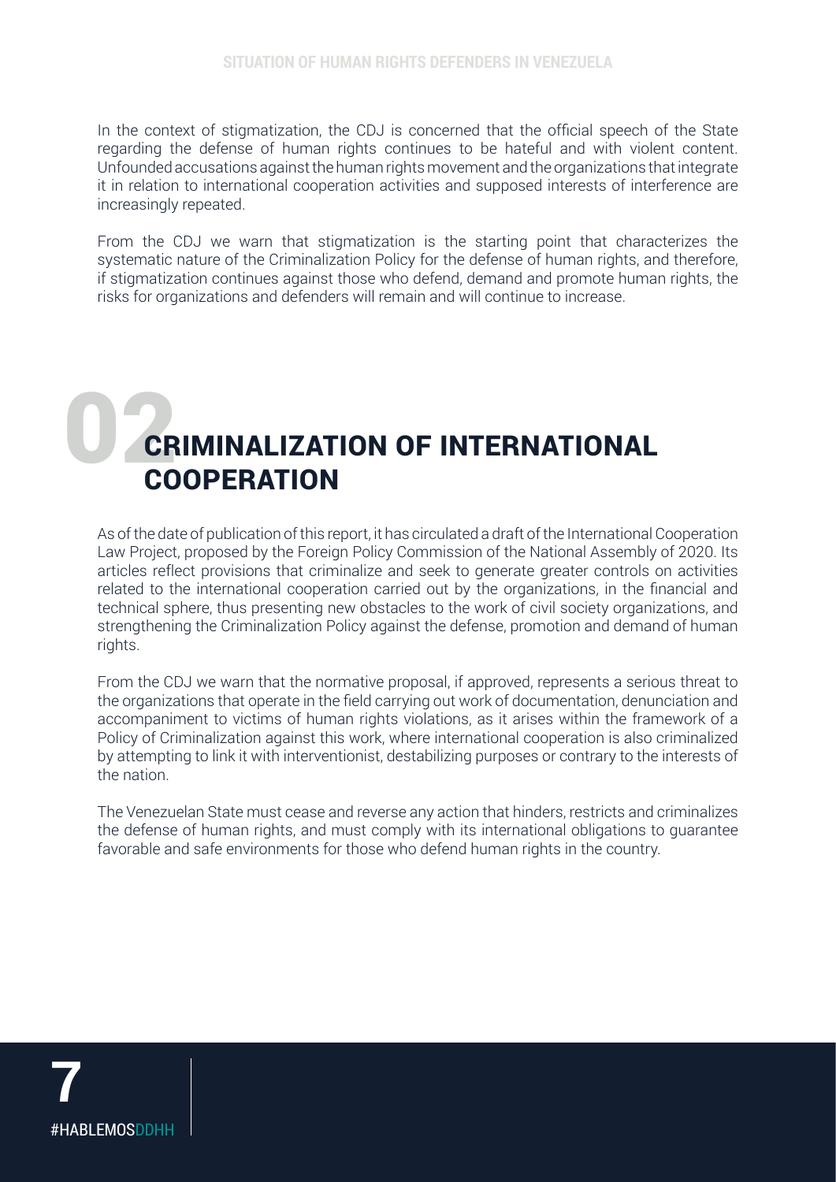In the context of stigmatization, the CDJ is concerned that the official speech of the State regarding the defense of human rights continues to be hateful and with violent content. Unfounded accusations against the human rights movement and the organizations that integrate it in relation to international cooperation activities and supposed interests of interference are increasingly repeated.

From the CDJ we warn that stigmatization is the starting point that characterizes the systematic nature of the Criminalization Policy for the defense of human rights, and therefore, if stigmatization continues against those who defend, demand and promote human rights, the risks for organizations and defenders will remain and will continue to increase.

## 02 CRIMINALIZATION OF INTERNATIONAL COOPERATION

As of the date of publication of this report, it has circulated a draft of the International Cooperation Law Project, proposed by the Foreign Policy Commission of the National Assembly of 2020. Its articles reflect provisions that criminalize and seek to generate greater controls on activities related to the international cooperation carried out by the organizations, in the financial and technical sphere, thus presenting new obstacles to the work of civil society organizations, and strengthening the Criminalization Policy against the defense, promotion and demand of human rights.

From the CDJ we warn that the normative proposal, if approved, represents a serious threat to the organizations that operate in the field carrying out work of documentation, denunciation and accompaniment to victims of human rights violations, as it arises within the framework of a Policy of Criminalization against this work, where international cooperation is also criminalized by attempting to link it with interventionist, destabilizing purposes or contrary to the interests of the nation.

The Venezuelan State must cease and reverse any action that hinders, restricts and criminalizes the defense of human rights, and must comply with its international obligations to guarantee favorable and safe environments for those who defend human rights in the country.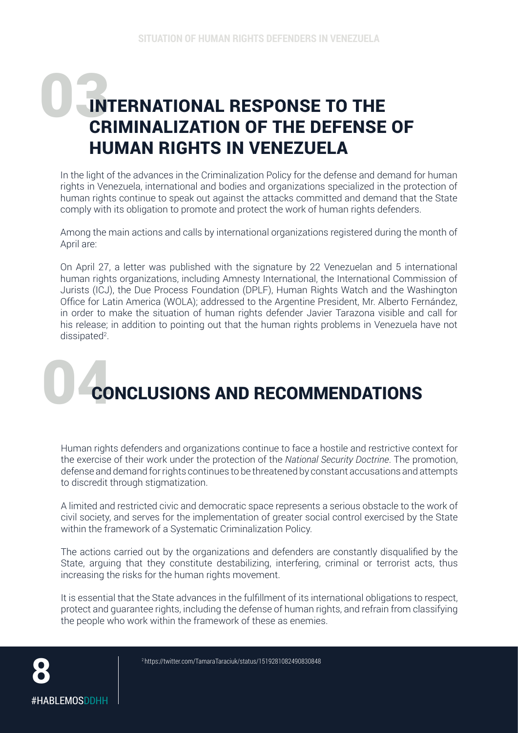# 03 INTERNATIONAL RESPONSE TO THE CRIMINALIZATION OF THE DEFENSE OF HUMAN RIGHTS IN VENEZUELA

In the light of the advances in the Criminalization Policy for the defense and demand for human rights in Venezuela, international and bodies and organizations specialized in the protection of human rights continue to speak out against the attacks committed and demand that the State comply with its obligation to promote and protect the work of human rights defenders.

Among the main actions and calls by international organizations registered during the month of April are:

On April 27, a letter was published with the signature by 22 Venezuelan and 5 international human rights organizations, including Amnesty International, the International Commission of Jurists (ICJ), the Due Process Foundation (DPLF), Human Rights Watch and the Washington Office for Latin America (WOLA); addressed to the Argentine President, Mr. Alberto Fernández, in order to make the situation of human rights defender Javier Tarazona visible and call for his release; in addition to pointing out that the human rights problems in Venezuela have not dissipated[2].

# 04 CONCLUSIONS AND RECOMMENDATIONS

Human rights defenders and organizations continue to face a hostile and restrictive context for the exercise of their work under the protection of the *National Security Doctrine*. The promotion, defense and demand for rights continues to be threatened by constant accusations and attempts to discredit through stigmatization.

A limited and restricted civic and democratic space represents a serious obstacle to the work of civil society, and serves for the implementation of greater social control exercised by the State within the framework of a Systematic Criminalization Policy.

The actions carried out by the organizations and defenders are constantly disqualified by the State, arguing that they constitute destabilizing, interfering, criminal or terrorist acts, thus increasing the risks for the human rights movement.

It is essential that the State advances in the fulfillment of its international obligations to respect, protect and guarantee rights, including the defense of human rights, and refrain from classifying the people who work within the framework of these as enemies.

[2] https://twitter.com/TamaraTaraciuk/status/1519281082490830848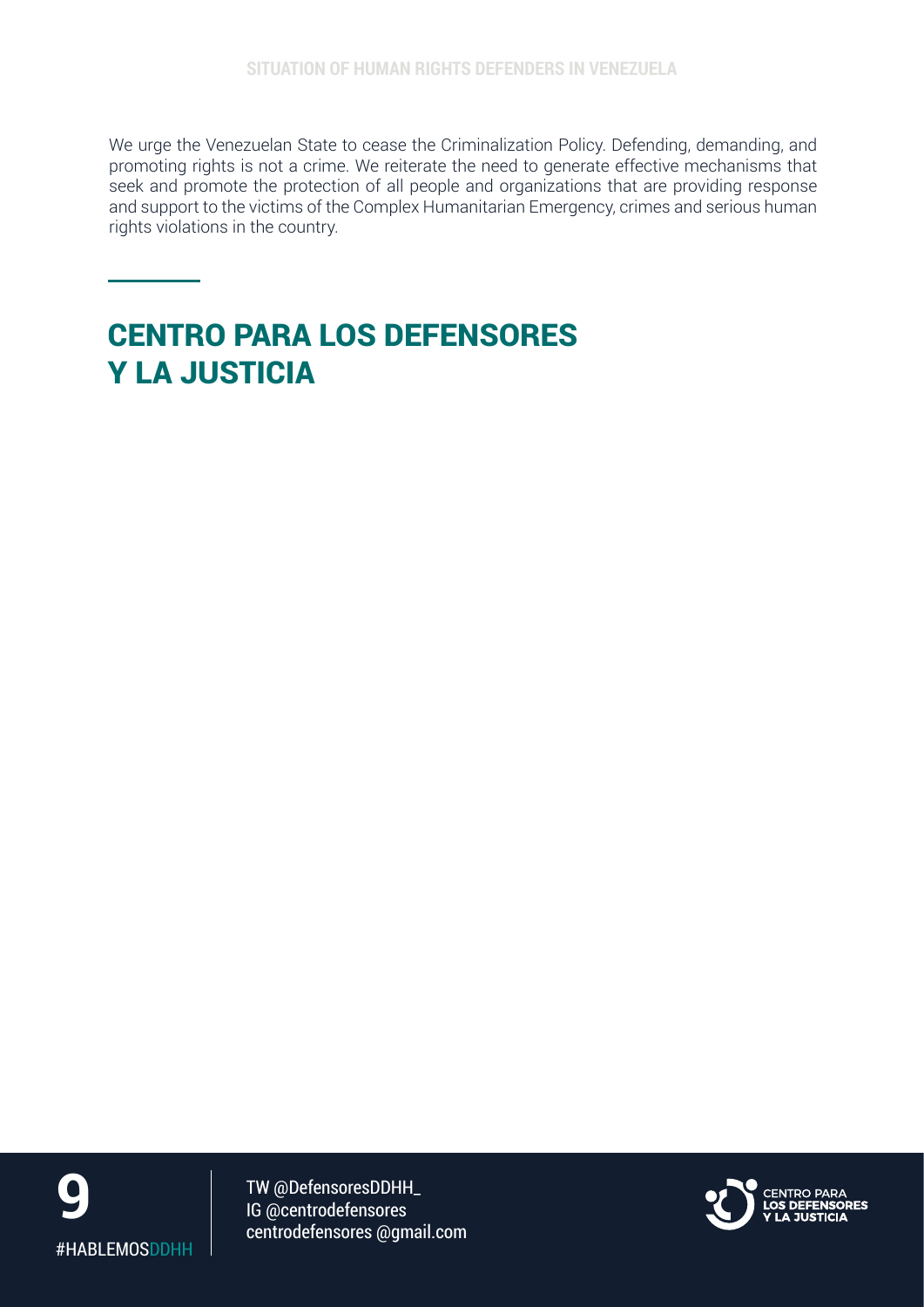We urge the Venezuelan State to cease the Criminalization Policy. Defending, demanding, and promoting rights is not a crime. We reiterate the need to generate effective mechanisms that seek and promote the protection of all people and organizations that are providing response and support to the victims of the Complex Humanitarian Emergency, crimes and serious human rights violations in the country.

## CENTRO PARA LOS DEFENSORES Y LA JUSTICIA

#HABLEMOSDDHH

TW @DefensoresDDHH_
IG @centrodefensores
centrodefensores @gmail.com